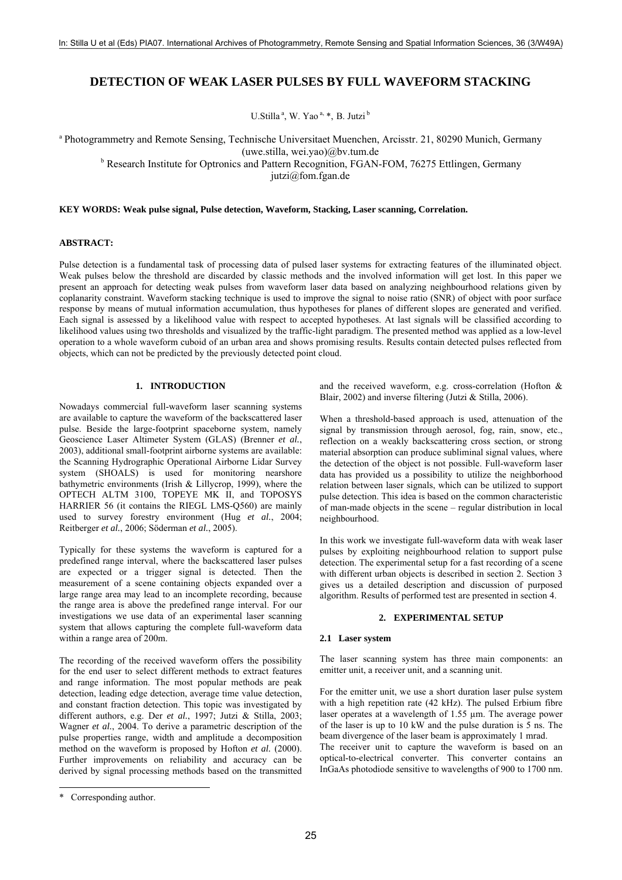# DETECTION OF WEAK LASER PULSES BY FULL WAVEFORM STACKING

U.Stilla [a], W. Yao [a, *], B. Jutzi [b]

[a] Photogrammetry and Remote Sensing, Technische Universitaet Muenchen, Arcisstr. 21, 80290 Munich, Germany (uwe.stilla, wei.yao)@bv.tum.de

[b] Research Institute for Optronics and Pattern Recognition, FGAN-FOM, 76275 Ettlingen, Germany jutzi@fom.fgan.de

**KEY WORDS: Weak pulse signal, Pulse detection, Waveform, Stacking, Laser scanning, Correlation.**

## ABSTRACT:

Pulse detection is a fundamental task of processing data of pulsed laser systems for extracting features of the illuminated object. Weak pulses below the threshold are discarded by classic methods and the involved information will get lost. In this paper we present an approach for detecting weak pulses from waveform laser data based on analyzing neighbourhood relations given by coplanarity constraint. Waveform stacking technique is used to improve the signal to noise ratio (SNR) of object with poor surface response by means of mutual information accumulation, thus hypotheses for planes of different slopes are generated and verified. Each signal is assessed by a likelihood value with respect to accepted hypotheses. At last signals will be classified according to likelihood values using two thresholds and visualized by the traffic-light paradigm. The presented method was applied as a low-level operation to a whole waveform cuboid of an urban area and shows promising results. Results contain detected pulses reflected from objects, which can not be predicted by the previously detected point cloud.

## 1. INTRODUCTION

Nowadays commercial full-waveform laser scanning systems are available to capture the waveform of the backscattered laser pulse. Beside the large-footprint spaceborne system, namely Geoscience Laser Altimeter System (GLAS) (Brenner *et al.*, 2003), additional small-footprint airborne systems are available: the Scanning Hydrographic Operational Airborne Lidar Survey system (SHOALS) is used for monitoring nearshore bathymetric environments (Irish & Lillycrop, 1999), where the OPTECH ALTM 3100, TOPEYE MK II, and TOPOSYS HARRIER 56 (it contains the RIEGL LMS-Q560) are mainly used to survey forestry environment (Hug *et al.*, 2004; Reitberger *et al.*, 2006; Söderman *et al.*, 2005).

Typically for these systems the waveform is captured for a predefined range interval, where the backscattered laser pulses are expected or a trigger signal is detected. Then the measurement of a scene containing objects expanded over a large range area may lead to an incomplete recording, because the range area is above the predefined range interval. For our investigations we use data of an experimental laser scanning system that allows capturing the complete full-waveform data within a range area of 200m.

The recording of the received waveform offers the possibility for the end user to select different methods to extract features and range information. The most popular methods are peak detection, leading edge detection, average time value detection, and constant fraction detection. This topic was investigated by different authors, e.g. Der *et al.*, 1997; Jutzi & Stilla, 2003; Wagner *et al.*, 2004. To derive a parametric description of the pulse properties range, width and amplitude a decomposition method on the waveform is proposed by Hofton *et al.* (2000). Further improvements on reliability and accuracy can be derived by signal processing methods based on the transmitted and the received waveform, e.g. cross-correlation (Hofton & Blair, 2002) and inverse filtering (Jutzi & Stilla, 2006).

When a threshold-based approach is used, attenuation of the signal by transmission through aerosol, fog, rain, snow, etc., reflection on a weakly backscattering cross section, or strong material absorption can produce subliminal signal values, where the detection of the object is not possible. Full-waveform laser data has provided us a possibility to utilize the neighborhood relation between laser signals, which can be utilized to support pulse detection. This idea is based on the common characteristic of man-made objects in the scene – regular distribution in local neighbourhood.

In this work we investigate full-waveform data with weak laser pulses by exploiting neighbourhood relation to support pulse detection. The experimental setup for a fast recording of a scene with different urban objects is described in section 2. Section 3 gives us a detailed description and discussion of purposed algorithm. Results of performed test are presented in section 4.

## 2. EXPERIMENTAL SETUP

### 2.1 Laser system

The laser scanning system has three main components: an emitter unit, a receiver unit, and a scanning unit.

For the emitter unit, we use a short duration laser pulse system with a high repetition rate (42 kHz). The pulsed Erbium fibre laser operates at a wavelength of 1.55 µm. The average power of the laser is up to 10 kW and the pulse duration is 5 ns. The beam divergence of the laser beam is approximately 1 mrad.

The receiver unit to capture the waveform is based on an optical-to-electrical converter. This converter contains an InGaAs photodiode sensitive to wavelengths of 900 to 1700 nm.

\* Corresponding author.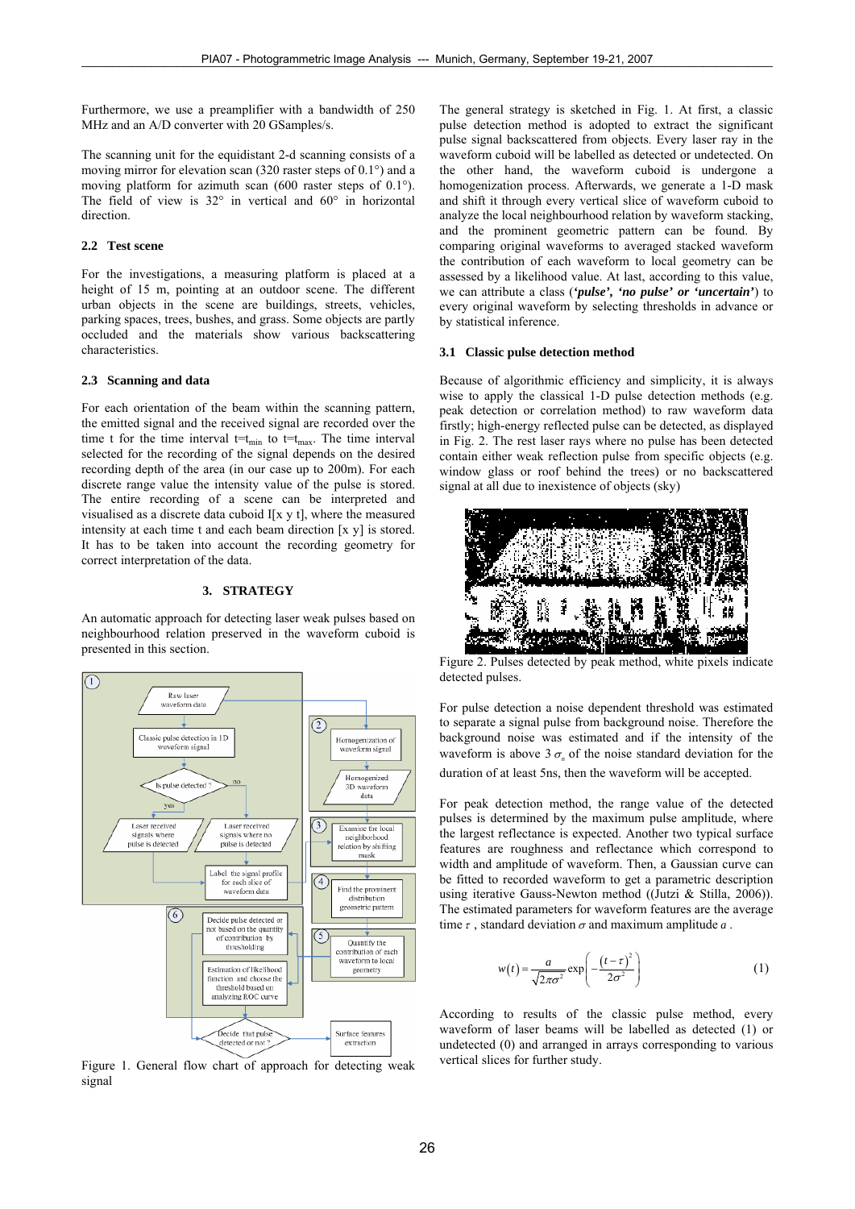Furthermore, we use a preamplifier with a bandwidth of 250 MHz and an A/D converter with 20 GSamples/s.

The scanning unit for the equidistant 2-d scanning consists of a moving mirror for elevation scan (320 raster steps of 0.1°) and a moving platform for azimuth scan (600 raster steps of 0.1°). The field of view is 32° in vertical and 60° in horizontal direction.

### 2.2 Test scene

For the investigations, a measuring platform is placed at a height of 15 m, pointing at an outdoor scene. The different urban objects in the scene are buildings, streets, vehicles, parking spaces, trees, bushes, and grass. Some objects are partly occluded and the materials show various backscattering characteristics.

### 2.3 Scanning and data

For each orientation of the beam within the scanning pattern, the emitted signal and the received signal are recorded over the time t for the time interval $t=t_{min}$ to $t=t_{max}$. The time interval selected for the recording of the signal depends on the desired recording depth of the area (in our case up to 200m). For each discrete range value the intensity value of the pulse is stored. The entire recording of a scene can be interpreted and visualised as a discrete data cuboid I[x y t], where the measured intensity at each time t and each beam direction [x y] is stored. It has to be taken into account the recording geometry for correct interpretation of the data.

## 3. STRATEGY

An automatic approach for detecting laser weak pulses based on neighbourhood relation preserved in the waveform cuboid is presented in this section.

1
Raw laser waveform data
Classic pulse detection in 1D waveform signal
Is pulse detected ?
no
yes
Laser received signals where pulse is detected
Laser received signals where no pulse is detected
Label the signal profile for each slice of waveform data
2
Homogenization of waveform signal
Homogenized 3D waveform data
3
Examine the local neighborhood relation by shifting mask
4
Find the prominent distribution geometric pattern
5
Quantify the contribution of each waveform to local geometry
6
Decide pulse detected or not based on the quantity of contribution by thresholding
Estimation of likelihood function and choose the threshold based on analyzing ROC curve
Decide that pulse detected or not ?
Surface features extraction

Figure 1. General flow chart of approach for detecting weak signal

The general strategy is sketched in Fig. 1. At first, a classic pulse detection method is adopted to extract the significant pulse signal backscattered from objects. Every laser ray in the waveform cuboid will be labelled as detected or undetected. On the other hand, the waveform cuboid is undergone a homogenization process. Afterwards, we generate a 1-D mask and shift it through every vertical slice of waveform cuboid to analyze the local neighbourhood relation by waveform stacking, and the prominent geometric pattern can be found. By comparing original waveforms to averaged stacked waveform the contribution of each waveform to local geometry can be assessed by a likelihood value. At last, according to this value, we can attribute a class (***'pulse', 'no pulse' or 'uncertain'***) to every original waveform by selecting thresholds in advance or by statistical inference.

### 3.1 Classic pulse detection method

Because of algorithmic efficiency and simplicity, it is always wise to apply the classical 1-D pulse detection methods (e.g. peak detection or correlation method) to raw waveform data firstly; high-energy reflected pulse can be detected, as displayed in Fig. 2. The rest laser rays where no pulse has been detected contain either weak reflection pulse from specific objects (e.g. window glass or roof behind the trees) or no backscattered signal at all due to inexistence of objects (sky)

Figure 2. Pulses detected by peak method, white pixels indicate detected pulses.

For pulse detection a noise dependent threshold was estimated to separate a signal pulse from background noise. Therefore the background noise was estimated and if the intensity of the waveform is above 3 $\sigma_n$ of the noise standard deviation for the duration of at least 5ns, then the waveform will be accepted.

For peak detection method, the range value of the detected pulses is determined by the maximum pulse amplitude, where the largest reflectance is expected. Another two typical surface features are roughness and reflectance which correspond to width and amplitude of waveform. Then, a Gaussian curve can be fitted to recorded waveform to get a parametric description using iterative Gauss-Newton method ((Jutzi & Stilla, 2006)). The estimated parameters for waveform features are the average time $\tau$ , standard deviation $\sigma$ and maximum amplitude $a$ .

$$w(t) = \frac{a}{\sqrt{2\pi\sigma^2}} \exp\left(-\frac{(t-\tau)^2}{2\sigma^2}\right) \tag{1}$$

According to results of the classic pulse method, every waveform of laser beams will be labelled as detected (1) or undetected (0) and arranged in arrays corresponding to various vertical slices for further study.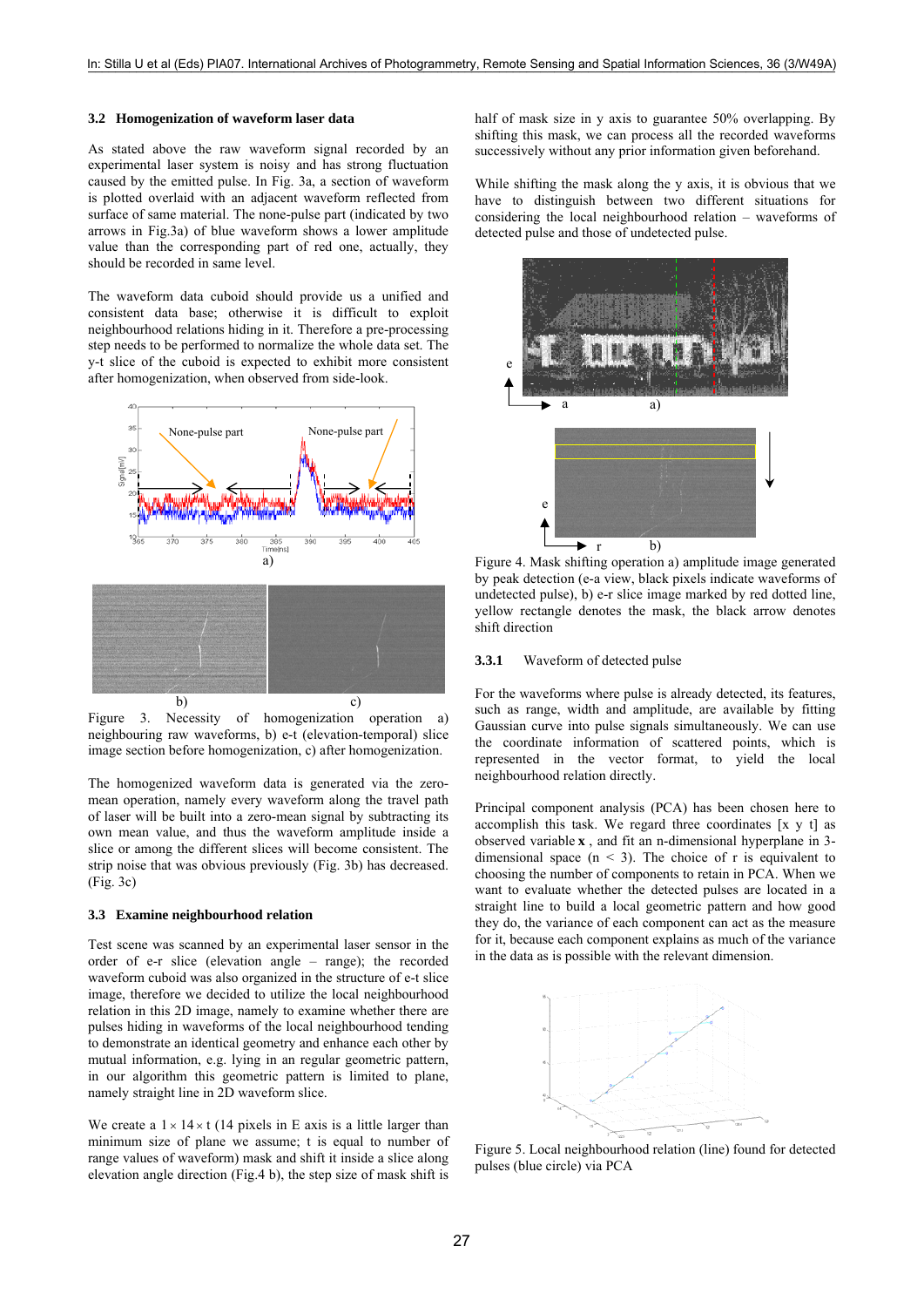### 3.2 Homogenization of waveform laser data

As stated above the raw waveform signal recorded by an experimental laser system is noisy and has strong fluctuation caused by the emitted pulse. In Fig. 3a, a section of waveform is plotted overlaid with an adjacent waveform reflected from surface of same material. The none-pulse part (indicated by two arrows in Fig.3a) of blue waveform shows a lower amplitude value than the corresponding part of red one, actually, they should be recorded in same level.

The waveform data cuboid should provide us a unified and consistent data base; otherwise it is difficult to exploit neighbourhood relations hiding in it. Therefore a pre-processing step needs to be performed to normalize the whole data set. The y-t slice of the cuboid is expected to exhibit more consistent after homogenization, when observed from side-look.

None-pulse part
None-pulse part
Signal[mV]
Time[ns]
40
35
30
25
20
15
10
365
370
375
380
385
390
395
400
405
a)

b)
c)

Figure 3. Necessity of homogenization operation a) neighbouring raw waveforms, b) e-t (elevation-temporal) slice image section before homogenization, c) after homogenization.

The homogenized waveform data is generated via the zero-mean operation, namely every waveform along the travel path of laser will be built into a zero-mean signal by subtracting its own mean value, and thus the waveform amplitude inside a slice or among the different slices will become consistent. The strip noise that was obvious previously (Fig. 3b) has decreased. (Fig. 3c)

### 3.3 Examine neighbourhood relation

Test scene was scanned by an experimental laser sensor in the order of e-r slice (elevation angle – range); the recorded waveform cuboid was also organized in the structure of e-t slice image, therefore we decided to utilize the local neighbourhood relation in this 2D image, namely to examine whether there are pulses hiding in waveforms of the local neighbourhood tending to demonstrate an identical geometry and enhance each other by mutual information, e.g. lying in an regular geometric pattern, in our algorithm this geometric pattern is limited to plane, namely straight line in 2D waveform slice.

We create a $1 \times 14 \times t$ (14 pixels in E axis is a little larger than minimum size of plane we assume; t is equal to number of range values of waveform) mask and shift it inside a slice along elevation angle direction (Fig.4 b), the step size of mask shift is half of mask size in y axis to guarantee 50% overlapping. By shifting this mask, we can process all the recorded waveforms successively without any prior information given beforehand.

While shifting the mask along the y axis, it is obvious that we have to distinguish between two different situations for considering the local neighbourhood relation – waveforms of detected pulse and those of undetected pulse.

e
a
a)

e
r
b)

Figure 4. Mask shifting operation a) amplitude image generated by peak detection (e-a view, black pixels indicate waveforms of undetected pulse), b) e-r slice image marked by red dotted line, yellow rectangle denotes the mask, the black arrow denotes shift direction

#### 3.3.1 Waveform of detected pulse

For the waveforms where pulse is already detected, its features, such as range, width and amplitude, are already available by fitting Gaussian curve into pulse signals simultaneously. We can use the coordinate information of scattered points, which is represented in the vector format, to yield the local neighbourhood relation directly.

Principal component analysis (PCA) has been chosen here to accomplish this task. We regard three coordinates [x y t] as observed variable **x** , and fit an n-dimensional hyperplane in 3-dimensional space ($n < 3$). The choice of r is equivalent to choosing the number of components to retain in PCA. When we want to evaluate whether the detected pulses are located in a straight line to build a local geometric pattern and how good they do, the variance of each component can act as the measure for it, because each component explains as much of the variance in the data as is possible with the relevant dimension.

Figure 5. Local neighbourhood relation (line) found for detected pulses (blue circle) via PCA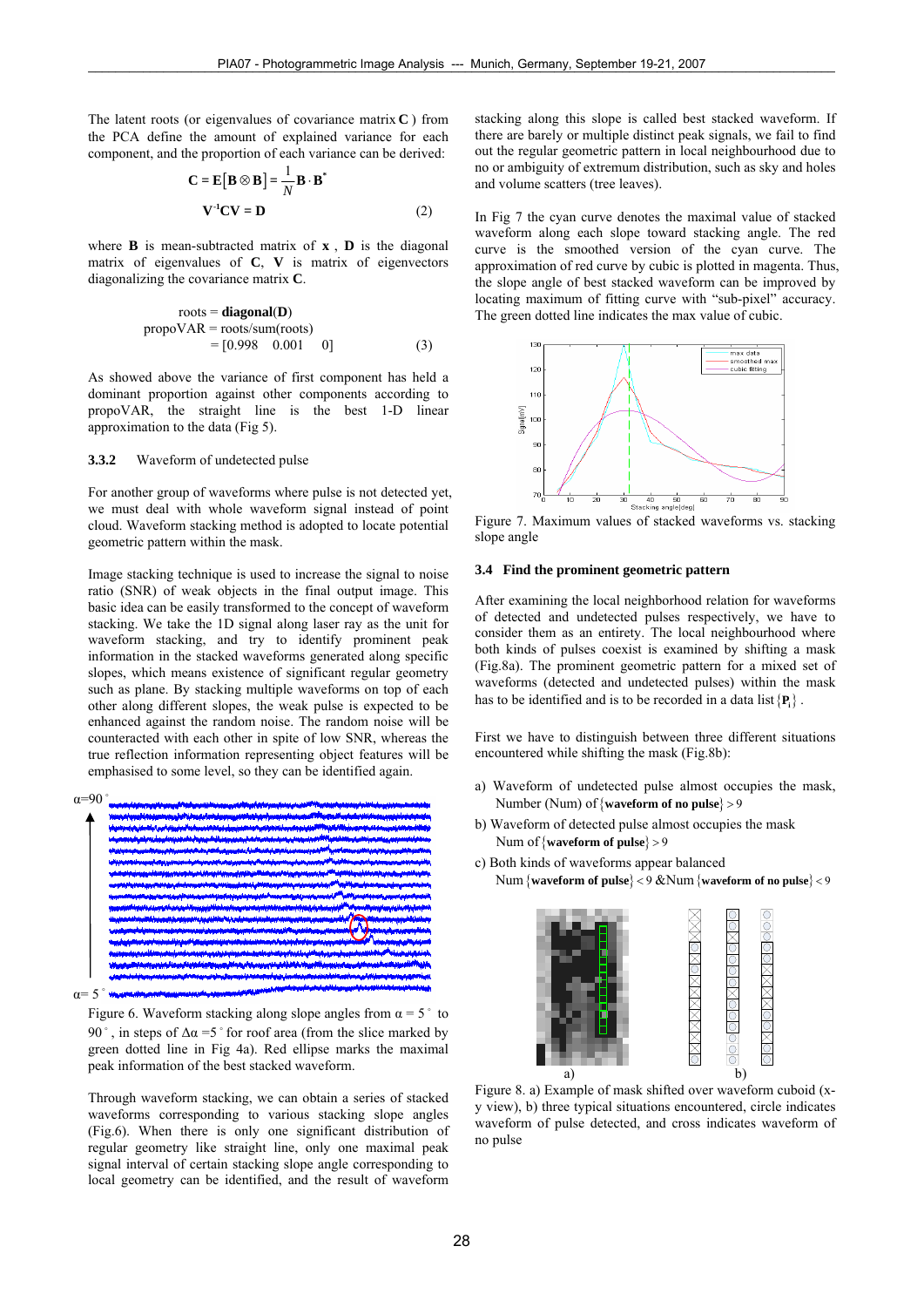The latent roots (or eigenvalues of covariance matrix $\mathbf{C}$ ) from the PCA define the amount of explained variance for each component, and the proportion of each variance can be derived:

$$\mathbf{C} = \mathbf{E}\left[\mathbf{B} \otimes \mathbf{B}\right] = \frac{1}{N}\mathbf{B} \cdot \mathbf{B}^{*}$$
$$\mathbf{V}^{-1}\mathbf{C}\mathbf{V} = \mathbf{D} \tag{2}$$

where $\mathbf{B}$ is mean-subtracted matrix of $\mathbf{x}$ , $\mathbf{D}$ is the diagonal matrix of eigenvalues of $\mathbf{C}$, $\mathbf{V}$ is matrix of eigenvectors diagonalizing the covariance matrix $\mathbf{C}$.

$$\begin{aligned} \text{roots} &= \textbf{diagonal}(\mathbf{D}) \\ \text{propoVAR} &= \text{roots/sum(roots)} \\ &= [0.998 \quad 0.001 \quad 0] \end{aligned} \tag{3}$$

As showed above the variance of first component has held a dominant proportion against other components according to propoVAR, the straight line is the best 1-D linear approximation to the data (Fig 5).

### 3.3.2 Waveform of undetected pulse

For another group of waveforms where pulse is not detected yet, we must deal with whole waveform signal instead of point cloud. Waveform stacking method is adopted to locate potential geometric pattern within the mask.

Image stacking technique is used to increase the signal to noise ratio (SNR) of weak objects in the final output image. This basic idea can be easily transformed to the concept of waveform stacking. We take the 1D signal along laser ray as the unit for waveform stacking, and try to identify prominent peak information in the stacked waveforms generated along specific slopes, which means existence of significant regular geometry such as plane. By stacking multiple waveforms on top of each other along different slopes, the weak pulse is expected to be enhanced against the random noise. The random noise will be counteracted with each other in spite of low SNR, whereas the true reflection information representing object features will be emphasised to some level, so they can be identified again.

α=90 °

α= 5 °

Figure 6. Waveform stacking along slope angles from α = 5 ° to 90 ° , in steps of Δα =5 ° for roof area (from the slice marked by green dotted line in Fig 4a). Red ellipse marks the maximal peak information of the best stacked waveform.

Through waveform stacking, we can obtain a series of stacked waveforms corresponding to various stacking slope angles (Fig.6). When there is only one significant distribution of regular geometry like straight line, only one maximal peak signal interval of certain stacking slope angle corresponding to local geometry can be identified, and the result of waveform stacking along this slope is called best stacked waveform. If there are barely or multiple distinct peak signals, we fail to find out the regular geometric pattern in local neighbourhood due to no or ambiguity of extremum distribution, such as sky and holes and volume scatters (tree leaves).

In Fig 7 the cyan curve denotes the maximal value of stacked waveform along each slope toward stacking angle. The red curve is the smoothed version of the cyan curve. The approximation of red curve by cubic is plotted in magenta. Thus, the slope angle of best stacked waveform can be improved by locating maximum of fitting curve with "sub-pixel" accuracy. The green dotted line indicates the max value of cubic.

max data
smoothed max
cubic fitting
Signal[mV]
130
120
110
100
90
80
70
0 10 20 30 40 50 60 70 80 90
Stacking angle[deg]

Figure 7. Maximum values of stacked waveforms vs. stacking slope angle

### 3.4 Find the prominent geometric pattern

After examining the local neighborhood relation for waveforms of detected and undetected pulses respectively, we have to consider them as an entirety. The local neighbourhood where both kinds of pulses coexist is examined by shifting a mask (Fig.8a). The prominent geometric pattern for a mixed set of waveforms (detected and undetected pulses) within the mask has to be identified and is to be recorded in a data list $\{\mathbf{P}_i\}$ .

First we have to distinguish between three different situations encountered while shifting the mask (Fig.8b):

a) Waveform of undetected pulse almost occupies the mask, Number (Num) of $\{$**waveform of no pulse**$\} > 9$

b) Waveform of detected pulse almost occupies the mask Num of $\{$**waveform of pulse**$\} > 9$

c) Both kinds of waveforms appear balanced Num $\{$**waveform of pulse**$\} < 9$ &Num $\{$**waveform of no pulse**$\} < 9$

a) b)

Figure 8. a) Example of mask shifted over waveform cuboid (x-y view), b) three typical situations encountered, circle indicates waveform of pulse detected, and cross indicates waveform of no pulse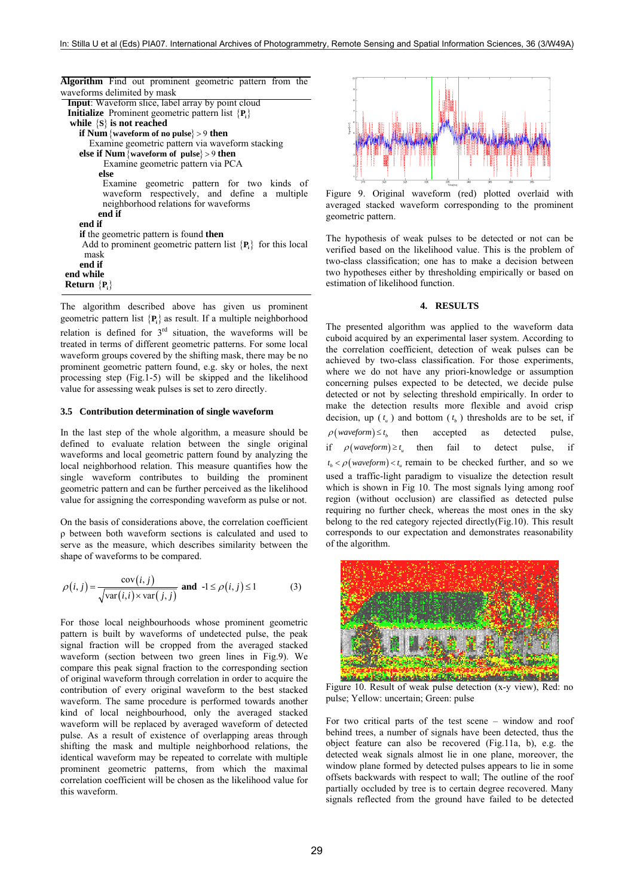**Algorithm** Find out prominent geometric pattern from the waveforms delimited by mask

**Input**: Waveform slice, label array by point cloud
**Initialize** Prominent geometric pattern list $\{\mathbf{P}_i\}$
**while** $\{\mathbf{S}\}$ **is not reached**
  **if Num** $\{$**waveform of no pulse**$\} > 9$ **then**
    Examine geometric pattern via waveform stacking
  **else if Num** $\{$**waveform of pulse**$\} > 9$ **then**
    Examine geometric pattern via PCA
  **else**
    Examine geometric pattern for two kinds of waveform respectively, and define a multiple neighborhood relations for waveforms
  **end if**
  **end if**
  **if** the geometric pattern is found **then**
    Add to prominent geometric pattern list $\{\mathbf{P}_i\}$ for this local mask
  **end if**
**end while**
**Return** $\{\mathbf{P}_i\}$

The algorithm described above has given us prominent geometric pattern list $\{\mathbf{P}_i\}$ as result. If a multiple neighborhood relation is defined for 3rd situation, the waveforms will be treated in terms of different geometric patterns. For some local waveform groups covered by the shifting mask, there may be no prominent geometric pattern found, e.g. sky or holes, the next processing step (Fig.1-5) will be skipped and the likelihood value for assessing weak pulses is set to zero directly.

### 3.5 Contribution determination of single waveform

In the last step of the whole algorithm, a measure should be defined to evaluate relation between the single original waveforms and local geometric pattern found by analyzing the local neighborhood relation. This measure quantifies how the single waveform contributes to building the prominent geometric pattern and can be further perceived as the likelihood value for assigning the corresponding waveform as pulse or not.

On the basis of considerations above, the correlation coefficient ρ between both waveform sections is calculated and used to serve as the measure, which describes similarity between the shape of waveforms to be compared.

$$\rho(i,j) = \frac{\operatorname{cov}(i,j)}{\sqrt{\operatorname{var}(i) \times \operatorname{var}(j,j)}} \quad \textbf{and} \quad -1 \le \rho(i,j) \le 1 \qquad (3)$$

For those local neighbourhoods whose prominent geometric pattern is built by waveforms of undetected pulse, the peak signal fraction will be cropped from the averaged stacked waveform (section between two green lines in Fig.9). We compare this peak signal fraction to the corresponding section of original waveform through correlation in order to acquire the contribution of every original waveform to the best stacked waveform. The same procedure is performed towards another kind of local neighbourhood, only the averaged stacked waveform will be replaced by averaged waveform of detected pulse. As a result of existence of overlapping areas through shifting the mask and multiple neighborhood relations, the identical waveform may be repeated to correlate with multiple prominent geometric patterns, from which the maximal correlation coefficient will be chosen as the likelihood value for this waveform.

Figure 9. Original waveform (red) plotted overlaid with averaged stacked waveform corresponding to the prominent geometric pattern.

The hypothesis of weak pulses to be detected or not can be verified based on the likelihood value. This is the problem of two-class classification; one has to make a decision between two hypotheses either by thresholding empirically or based on estimation of likelihood function.

## 4. RESULTS

The presented algorithm was applied to the waveform data cuboid acquired by an experimental laser system. According to the correlation coefficient, detection of weak pulses can be achieved by two-class classification. For those experiments, where we do not have any priori-knowledge or assumption concerning pulses expected to be detected, we decide pulse detected or not by selecting threshold empirically. In order to make the detection results more flexible and avoid crisp decision, up ($t_u$) and bottom ($t_b$) thresholds are to be set, if $\rho(waveform) \le t_b$ then accepted as detected pulse, if $\rho(waveform) \ge t_u$ then fail to detect pulse, if $t_b < \rho(waveform) < t_u$ remain to be checked further, and so we used a traffic-light paradigm to visualize the detection result which is shown in Fig 10. The most signals lying among roof region (without occlusion) are classified as detected pulse requiring no further check, whereas the most ones in the sky belong to the red category rejected directly(Fig.10). This result corresponds to our expectation and demonstrates reasonability of the algorithm.

Figure 10. Result of weak pulse detection (x-y view), Red: no pulse; Yellow: uncertain; Green: pulse

For two critical parts of the test scene – window and roof behind trees, a number of signals have been detected, thus the object feature can also be recovered (Fig.11a, b), e.g. the detected weak signals almost lie in one plane, moreover, the window plane formed by detected pulses appears to lie in some offsets backwards with respect to wall; The outline of the roof partially occluded by tree is to certain degree recovered. Many signals reflected from the ground have failed to be detected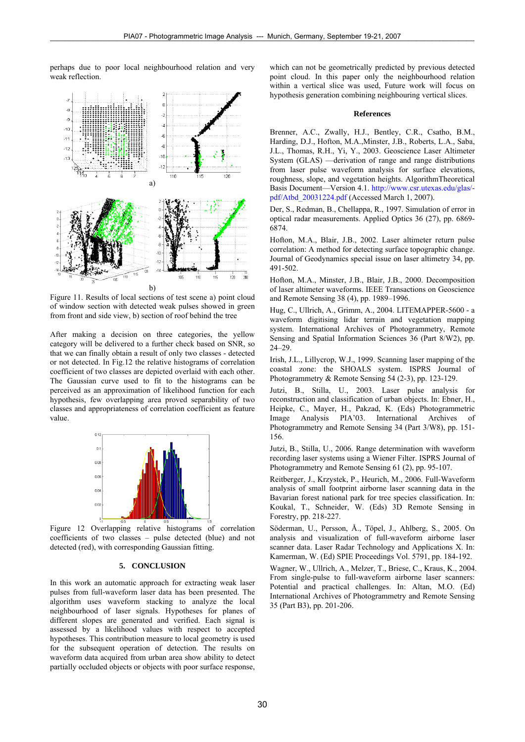perhaps due to poor local neighbourhood relation and very weak reflection.

Figure 11. Results of local sections of test scene a) point cloud of window section with detected weak pulses showed in green from front and side view, b) section of roof behind the tree

After making a decision on three categories, the yellow category will be delivered to a further check based on SNR, so that we can finally obtain a result of only two classes - detected or not detected. In Fig.12 the relative histograms of correlation coefficient of two classes are depicted overlaid with each other. The Gaussian curve used to fit to the histograms can be perceived as an approximation of likelihood function for each hypothesis, few overlapping area proved separability of two classes and appropriateness of correlation coefficient as feature value.

Figure 12 Overlapping relative histograms of correlation coefficients of two classes – pulse detected (blue) and not detected (red), with corresponding Gaussian fitting.

## 5. CONCLUSION

In this work an automatic approach for extracting weak laser pulses from full-waveform laser data has been presented. The algorithm uses waveform stacking to analyze the local neighbourhood of laser signals. Hypotheses for planes of different slopes are generated and verified. Each signal is assessed by a likelihood values with respect to accepted hypotheses. This contribution measure to local geometry is used for the subsequent operation of detection. The results on waveform data acquired from urban area show ability to detect partially occluded objects or objects with poor surface response, which can not be geometrically predicted by previous detected point cloud. In this paper only the neighbourhood relation within a vertical slice was used, Future work will focus on hypothesis generation combining neighbouring vertical slices.

## References

Brenner, A.C., Zwally, H.J., Bentley, C.R., Csatho, B.M., Harding, D.J., Hofton, M.A.,Minster, J.B., Roberts, L.A., Saba, J.L., Thomas, R.H., Yi, Y., 2003. Geoscience Laser Altimeter System (GLAS) —derivation of range and range distributions from laser pulse waveform analysis for surface elevations, roughness, slope, and vegetation heights. AlgorithmTheoretical Basis Document—Version 4.1. http://www.csr.utexas.edu/glas/-pdf/Atbd_20031224.pdf (Accessed March 1, 2007).

Der, S., Redman, B., Chellappa, R., 1997. Simulation of error in optical radar measurements. Applied Optics 36 (27), pp. 6869-6874.

Hofton, M.A., Blair, J.B., 2002. Laser altimeter return pulse correlation: A method for detecting surface topographic change. Journal of Geodynamics special issue on laser altimetry 34, pp. 491-502.

Hofton, M.A., Minster, J.B., Blair, J.B., 2000. Decomposition of laser altimeter waveforms. IEEE Transactions on Geoscience and Remote Sensing 38 (4), pp. 1989–1996.

Hug, C., Ullrich, A., Grimm, A., 2004. LITEMAPPER-5600 - a waveform digitising lidar terrain and vegetation mapping system. International Archives of Photogrammetry, Remote Sensing and Spatial Information Sciences 36 (Part 8/W2), pp. 24–29.

Irish, J.L., Lillycrop, W.J., 1999. Scanning laser mapping of the coastal zone: the SHOALS system. ISPRS Journal of Photogrammetry & Remote Sensing 54 (2-3), pp. 123-129.

Jutzi, B., Stilla, U., 2003. Laser pulse analysis for reconstruction and classification of urban objects. In: Ebner, H., Heipke, C., Mayer, H., Pakzad, K. (Eds) Photogrammetric Image Analysis PIA'03. International Archives of Photogrammetry and Remote Sensing 34 (Part 3/W8), pp. 151-156.

Jutzi, B., Stilla, U., 2006. Range determination with waveform recording laser systems using a Wiener Filter. ISPRS Journal of Photogrammetry and Remote Sensing 61 (2), pp. 95-107.

Reitberger, J., Krzystek, P., Heurich, M., 2006. Full-Waveform analysis of small footprint airborne laser scanning data in the Bavarian forest national park for tree species classification. In: Koukal, T., Schneider, W. (Eds) 3D Remote Sensing in Forestry, pp. 218-227.

Söderman, U., Persson, Å., Töpel, J., Ahlberg, S., 2005. On analysis and visualization of full-waveform airborne laser scanner data. Laser Radar Technology and Applications X. In: Kamerman, W. (Ed) SPIE Proceedings Vol. 5791, pp. 184-192.

Wagner, W., Ullrich, A., Melzer, T., Briese, C., Kraus, K., 2004. From single-pulse to full-waveform airborne laser scanners: Potential and practical challenges. In: Altan, M.O. (Ed) International Archives of Photogrammetry and Remote Sensing 35 (Part B3), pp. 201-206.